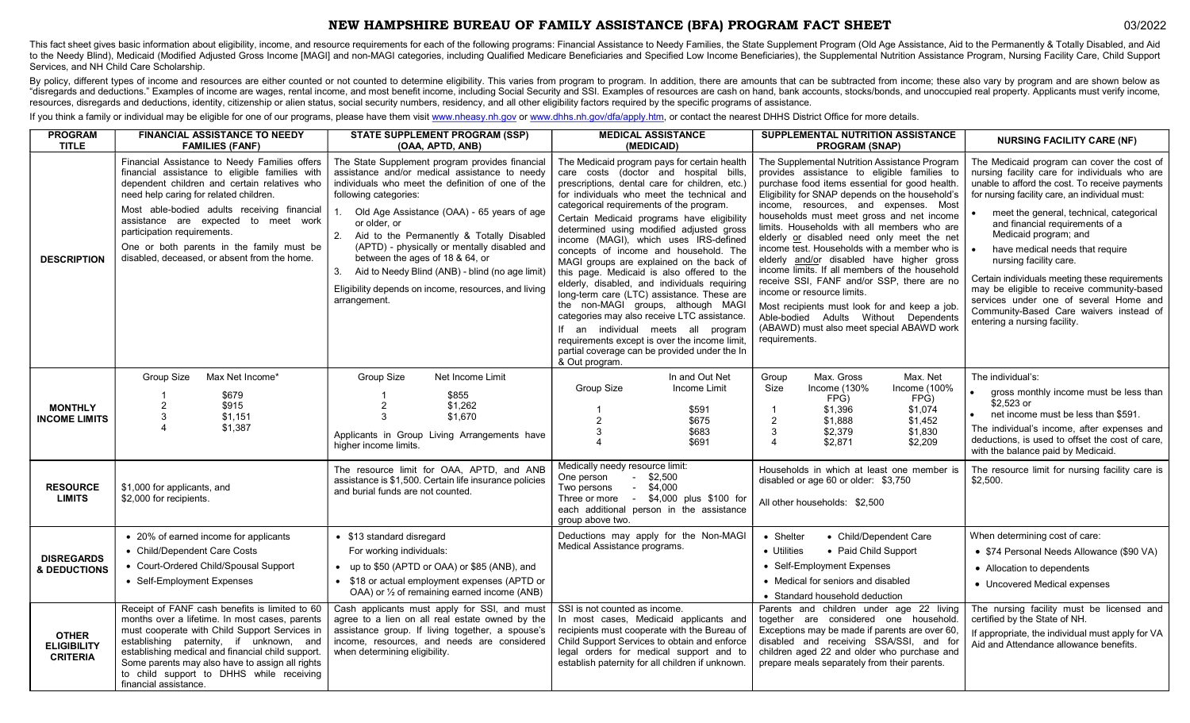# NEW HAMPSHIRE BUREAU OF FAMILY ASSISTANCE (BFA) PROGRAM FACT SHEET

03/2022

This fact sheet gives basic information about eligibility, income, and resource requirements for each of the following programs: Financial Assistance to Needy Families, the State Supplement Program (Old Age Assistance, Aid to the Permanently & Totally Disabled, and Aid to the Needy Blind), Medicaid (Modified Adjusted Gross Income [MAGI] and non-MAGI categories, including Qualified Medicare Beneficiaries and Specified Low Income Beneficiaries), the Supplemental Nutrition Assistance Program, Nursing Facility Care, Child Support Services, and NH Child Care Scholarship.

By policy, different types of income and resources are either counted or not counted to determine eligibility. This varies from program to program. In addition, there are amounts that can be subtracted from income; these also vary by program and are shown below as "disregards and deductions." Examples of income are wages, rental income, and most benefit income, including Social Security and SSI. Examples of resources are cash on hand, bank accounts, stocks/bonds, and unoccupied real property. Applicants must verify income, resources, disregards and deductions, identity, citizenship or alien status, social security numbers, residency, and all other eligibility factors required by the specific programs of assistance.

If you think a family or individual may be eligible for one of our programs, please have them visit www.nheasy.nh.gov or www.dhhs.nh.gov/dfa/apply.htm, or contact the nearest DHHS District Office for more details.

| PROGRAM TITLE | FINANCIAL ASSISTANCE TO NEEDY FAMILIES (FANF) | STATE SUPPLEMENT PROGRAM (SSP) (OAA, APTD, ANB) | MEDICAL ASSISTANCE (MEDICAID) | SUPPLEMENTAL NUTRITION ASSISTANCE PROGRAM (SNAP) | NURSING FACILITY CARE (NF) |
|---|---|---|---|---|---|
| **DESCRIPTION** | Financial Assistance to Needy Families offers financial assistance to eligible families with dependent children and certain relatives who need help caring for related children.<br><br>Most able-bodied adults receiving financial assistance are expected to meet work participation requirements.<br><br>One or both parents in the family must be disabled, deceased, or absent from the home. | The State Supplement program provides financial assistance and/or medical assistance to needy individuals who meet the definition of one of the following categories:<br>1. Old Age Assistance (OAA) - 65 years of age or older, or<br>2. Aid to the Permanently & Totally Disabled (APTD) - physically or mentally disabled and between the ages of 18 & 64, or<br>3. Aid to Needy Blind (ANB) - blind (no age limit)<br><br>Eligibility depends on income, resources, and living arrangement. | The Medicaid program pays for certain health care costs (doctor and hospital bills, prescriptions, dental care for children, etc.) for individuals who meet the technical and categorical requirements of the program.<br><br>Certain Medicaid programs have eligibility determined using modified adjusted gross income (MAGI), which uses IRS-defined concepts of income and household. The MAGI groups are explained on the back of this page. Medicaid is also offered to the elderly, disabled, and individuals requiring long-term care (LTC) assistance. These are the non-MAGI groups, although MAGI categories may also receive LTC assistance.<br><br>If an individual meets all program requirements except is over the income limit, partial coverage can be provided under the In & Out program. | The Supplemental Nutrition Assistance Program provides assistance to eligible families to purchase food items essential for good health. Eligibility for SNAP depends on the household's income, resources, and expenses. Most households must meet gross and net income limits. Households with all members who are elderly *or* disabled need only meet the net income test. Households with a member who is elderly *and/or* disabled have higher gross income limits. If all members of the household receive SSI, FANF and/or SSP, there are no income or resource limits.<br><br>Most recipients must look for and keep a job. Able-bodied Adults Without Dependents (ABAWD) must also meet special ABAWD work requirements. | The Medicaid program can cover the cost of nursing facility care for individuals who are unable to afford the cost. To receive payments for nursing facility care, an individual must:<br>• meet the general, technical, categorical and financial requirements of a Medicaid program; and<br>• have medical needs that require nursing facility care.<br><br>Certain individuals meeting these requirements may be eligible to receive community-based services under one of several Home and Community-Based Care waivers instead of entering a nursing facility. |
| **MONTHLY INCOME LIMITS** | Group Size / Max Net Income*<br>1 — $679<br>2 — $915<br>3 — $1,151<br>4 — $1,387 | Group Size / Net Income Limit<br>1 — $855<br>2 — $1,262<br>3 — $1,670<br><br>Applicants in Group Living Arrangements have higher income limits. | Group Size / In and Out Net Income Limit<br>1 — $591<br>2 — $675<br>3 — $683<br>4 — $691 | Group Size / Max. Gross Income (130% FPG) / Max. Net Income (100% FPG)<br>1 — $1,396 — $1,074<br>2 — $1,888 — $1,452<br>3 — $2,379 — $1,830<br>4 — $2,871 — $2,209 | The individual's:<br>• gross monthly income must be less than $2,523 or<br>• net income must be less than $591.<br><br>The individual's income, after expenses and deductions, is used to offset the cost of care, with the balance paid by Medicaid. |
| **RESOURCE LIMITS** | $1,000 for applicants, and<br>$2,000 for recipients. | The resource limit for OAA, APTD, and ANB assistance is $1,500. Certain life insurance policies and burial funds are not counted. | Medically needy resource limit:<br>One person - $2,500<br>Two persons - $4,000<br>Three or more - $4,000 plus $100 for each additional person in the assistance group above two. | Households in which at least one member is disabled or age 60 or older: $3,750<br><br>All other households: $2,500 | The resource limit for nursing facility care is $2,500. |
| **DISREGARDS & DEDUCTIONS** | • 20% of earned income for applicants<br>• Child/Dependent Care Costs<br>• Court-Ordered Child/Spousal Support<br>• Self-Employment Expenses | • $13 standard disregard<br>For working individuals:<br>• up to $50 (APTD or OAA) or $85 (ANB), and<br>• $18 or actual employment expenses (APTD or OAA) or ½ of remaining earned income (ANB) | Deductions may apply for the Non-MAGI Medical Assistance programs. | • Shelter<br>• Child/Dependent Care<br>• Utilities<br>• Paid Child Support<br>• Self-Employment Expenses<br>• Medical for seniors and disabled<br>• Standard household deduction | When determining cost of care:<br>• $74 Personal Needs Allowance ($90 VA)<br>• Allocation to dependents<br>• Uncovered Medical expenses |
| **OTHER ELIGIBILITY CRITERIA** | Receipt of FANF cash benefits is limited to 60 months over a lifetime. In most cases, parents must cooperate with Child Support Services in establishing paternity, if unknown, and establishing medical and financial child support. Some parents may also have to assign all rights to child support to DHHS while receiving financial assistance. | Cash applicants must apply for SSI, and must agree to a lien on all real estate owned by the assistance group. If living together, a spouse's income, resources, and needs are considered when determining eligibility. | SSI is not counted as income.<br>In most cases, Medicaid applicants and recipients must cooperate with the Bureau of Child Support Services to obtain and enforce legal orders for medical support and to establish paternity for all children if unknown. | Parents and children under age 22 living together are considered one household. Exceptions may be made if parents are over 60, disabled and receiving SSA/SSI, and for children aged 22 and older who purchase and prepare meals separately from their parents. | The nursing facility must be licensed and certified by the State of NH.<br><br>If appropriate, the individual must apply for VA Aid and Attendance allowance benefits. |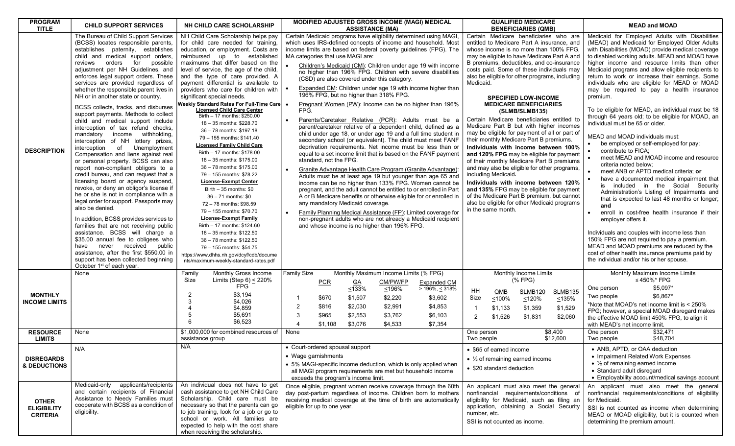| PROGRAM TITLE | CHILD SUPPORT SERVICES | NH CHILD CARE SCHOLARSHIP | MODIFIED ADJUSTED GROSS INCOME (MAGI) MEDICAL ASSISTANCE (MA) | QUALIFIED MEDICARE BENEFICIARIES (QMB) | MEAD and MOAD |
|---|---|---|---|---|---|
| **DESCRIPTION** | The Bureau of Child Support Services (BCSS) locates responsible parents, establishes paternity, establishes child and medical support orders, reviews orders for possible adjustment per NH Guidelines, and enforces legal support orders. These services are provided regardless of whether the responsible parent lives in NH or in another state or country.<br><br>BCSS collects, tracks, and disburses support payments. Methods to collect child and medical support include interception of tax refund checks, mandatory income withholding, interception of NH lottery prizes, interception of Unemployment Compensation and liens against real or personal property. BCSS can also report non-compliant obligors to a credit bureau, and can request that a licensing board or agency suspend, revoke, or deny an obligor's license if he or she is not in compliance with a legal order for support. Passports may also be denied.<br><br>In addition, BCSS provides services to families that are not receiving public assistance. BCSS will charge a $35.00 annual fee to obligees who have never received public assistance, after the first $550.00 in support has been collected beginning October 1st of each year. | NH Child Care Scholarship helps pay for child care needed for training, education, or employment. Costs are reimbursed up to established maximums that differ based on the level of service, the age of the child, and the type of care provided. A payment differential is available to providers who care for children with significant special needs.<br><br>**Weekly Standard Rates For Full-Time Care**<br>**Licensed Child Care Center**<br>Birth – 17 months: $250.00<br>18 – 35 months: $228.70<br>36 – 78 months: $197.18<br>79 – 155 months: $141.40<br>**Licensed Family Child Care**<br>Birth – 17 months: $178.00<br>18 – 35 months: $175.00<br>36 – 78 months: $175.00<br>79 – 155 months: $78.22<br>**License-Exempt Center**<br>Birth – 35 months: $0<br>36 – 71 months: $0<br>72 – 78 months: $98.59<br>79 – 155 months: $70.70<br>**License-Exempt Family**<br>Birth – 17 months: $124.60<br>18 – 35 months: $122.50<br>36 – 78 months: $122.50<br>79 – 155 months: $54.75<br>https://www.dhhs.nh.gov/dcyf/cdb/documents/maximum-weekly-standard-rates.pdf | Certain Medicaid programs have eligibility determined using MAGI, which uses IRS-defined concepts of income and household. Most income limits are based on federal poverty guidelines (FPG). The MA categories that use MAGI are:<br>• Children's Medicaid (CM): Children under age 19 with income no higher than 196% FPG. Children with severe disabilities (CSD) are also covered under this category.<br>• Expanded CM: Children under age 19 with income higher than 196% FPG, but no higher than 318% FPG.<br>• Pregnant Women (PW): Income can be no higher than 196% FPG.<br>• Parents/Caretaker Relative (PCR): Adults must be a parent/caretaker relative of a dependent child, defined as a child under age 18, or under age 19 and a full time student in secondary school (or equivalent). The child must meet FANF deprivation requirements. Net income must be less than or equal to a set income limit that is based on the FANF payment standard, not the FPG.<br>• Granite Advantage Health Care Program (Granite Advantage): Adults must be at least age 19 but younger than age 65 and income can be no higher than 133% FPG. Women cannot be pregnant, and the adult cannot be entitled to or enrolled in Part A or B Medicare benefits or otherwise eligible for or enrolled in any mandatory Medicaid coverage.<br>• Family Planning Medical Assistance (FP): Limited coverage for non-pregnant adults who are not already a Medicaid recipient and whose income is no higher than 196% FPG. | Certain Medicare beneficiaries who are entitled to Medicare Part A insurance, and whose income is no more than 100% FPG, may be eligible to have Medicare Part A and B premiums, deductibles, and co-insurance costs paid. Some of these individuals may also be eligible for other programs, including Medicaid.<br><br>**SPECIFIED LOW-INCOME MEDICARE BENEFICIARIES (SLMB/SLMB135)**<br>Certain Medicare beneficiaries entitled to Medicare Part B but with higher incomes may be eligible for payment of all or part of their monthly Medicare Part B premiums.<br>**Individuals with income between 100% and 120% FPG** may be eligible for payment of their monthly Medicare Part B premiums and may also be eligible for other programs, including Medicaid**.**<br>**Individuals with income between 120% and 135%** FPG may be eligible for payment of the Medicare Part B premium, but cannot also be eligible for other Medicaid programs in the same month. | Medicaid for Employed Adults with Disabilities (MEAD) and Medicaid for Employed Older Adults with Disabilities (MOAD) provide medical coverage to disabled working adults. MEAD and MOAD have higher income and resource limits than other Medicaid programs and allow eligible recipients to return to work or increase their earnings. Some individuals who are eligible for MEAD or MOAD may be required to pay a health insurance premium.<br><br>To be eligible for MEAD, an individual must be 18 through 64 years old; to be eligible for MOAD, an individual must be 65 or older.<br><br>MEAD and MOAD individuals must:<br>• be employed or self-employed for pay;<br>• contribute to FICA;<br>• meet MEAD and MOAD income and resource criteria noted below;<br>• meet ANB or APTD medical criteria; **or**<br>• have a documented medical impairment that is included in the Social Security Administration's Listing of Impairments and that is expected to last 48 months or longer; **and**<br>• enroll in cost-free health insurance if their employer offers it.<br><br>Individuals and couples with income less than 150% FPG are not required to pay a premium. MEAD and MOAD premiums are reduced by the cost of other health insurance premiums paid by the individual and/or his or her spouse. |
| **MONTHLY INCOME LIMITS** | None | Family Size / Monthly Gross Income Limits (Step 6) ≤ 220% FPG<br>2: $3,194<br>3: $4,026<br>4: $4,859<br>5: $5,691<br>6: $6,523 | Family Size / Monthly Maximum Income Limits (% FPG)<br>Columns: PCR / GA ≤133% / CM/PW/FP ≤196% / Expanded CM > 196%, ≤ 318%<br>1: $670 / $1,507 / $2,220 / $3,602<br>2: $816 / $2,030 / $2,991 / $4,853<br>3: $965 / $2,553 / $3,762 / $6,103<br>4: $1,108 / $3,076 / $4,533 / $7,354 | Monthly Income Limits (% FPG)<br>Columns: HH Size / QMB ≤100% / SLMB120 ≤120% / SLMB135 ≤135%<br>1: $1,133 / $1,359 / $1,529<br>2: $1,526 / $1,831 / $2,060 | Monthly Maximum Income Limits ≤ 450%* FPG<br>One person: $5,097*<br>Two people: $6,867*<br>*Note that MOAD's net income limit is < 250% FPG; however, a special MOAD disregard makes the effective MOAD limit 450% FPG, to align it with MEAD's net income limit. |
| **RESOURCE LIMITS** | None | $1,000,000 for combined resources of assistance group | None | One person: $8,400<br>Two people: $12,600 | One person: $32,471<br>Two people: $48,704 |
| **DISREGARDS & DEDUCTIONS** | N/A | N/A | • Court-ordered spousal support<br>• Wage garnishments<br>• 5% MAGI-specific income deduction, which is only applied when all MAGI program requirements are met but household income exceeds the program's income limit. | • $65 of earned income<br>• ½ of remaining earned income<br>• $20 standard deduction | • ANB, APTD, or OAA deduction<br>• Impairment Related Work Expenses<br>• ½ of remaining earned income<br>• Standard adult disregard<br>• Employability account/medical savings account |
| **OTHER ELIGIBILITY CRITERIA** | Medicaid-only applicants/recipients and certain recipients of Financial Assistance to Needy Families must cooperate with BCSS as a condition of eligibility. | An individual does not have to get cash assistance to get NH Child Care Scholarship. Child care must be necessary so that the parents can go to job training, look for a job or go to school or work. All families are expected to help with the cost share when receiving the scholarship. | Once eligible, pregnant women receive coverage through the 60th day post-partum regardless of income. Children born to mothers receiving medical coverage at the time of birth are automatically eligible for up to one year. | An applicant must also meet the general nonfinancial requirements/conditions of eligibility for Medicaid, such as filing an application, obtaining a Social Security number, etc.<br>SSI is not counted as income. | An applicant must also meet the general nonfinancial requirements/conditions of eligibility for Medicaid.<br>SSI is not counted as income when determining MEAD or MOAD eligibility, but it is counted when determining the premium amount. |